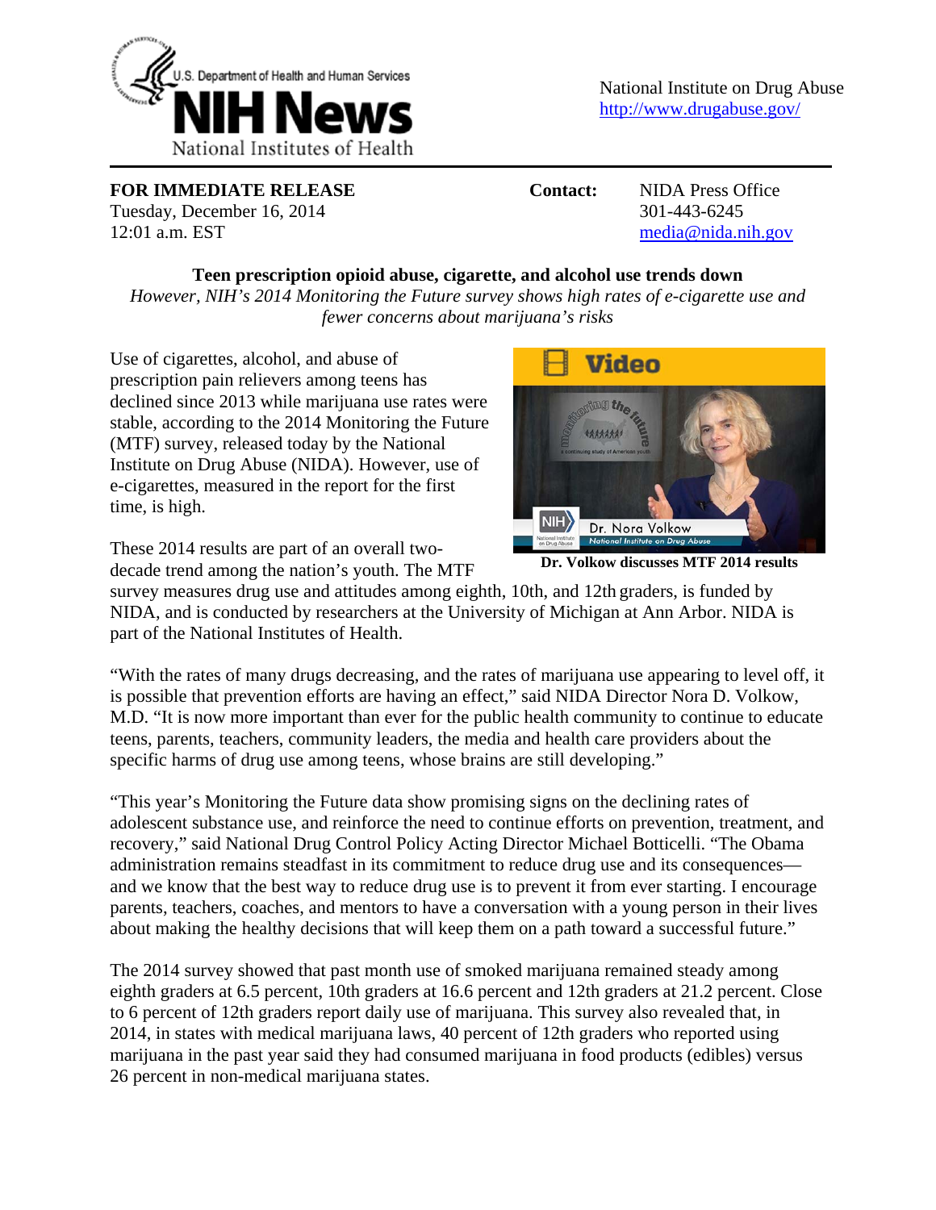U.S. Department of Health and Human Services

**NIH News**

National Institutes of Health

National Institute on Drug Abuse
http://www.drugabuse.gov/

**FOR IMMEDIATE RELEASE**
Tuesday, December 16, 2014
12:01 a.m. EST

**Contact:** NIDA Press Office
301-443-6245
media@nida.nih.gov

## Teen prescription opioid abuse, cigarette, and alcohol use trends down

*However, NIH's 2014 Monitoring the Future survey shows high rates of e-cigarette use and fewer concerns about marijuana's risks*

Use of cigarettes, alcohol, and abuse of prescription pain relievers among teens has declined since 2013 while marijuana use rates were stable, according to the 2014 Monitoring the Future (MTF) survey, released today by the National Institute on Drug Abuse (NIDA). However, use of e-cigarettes, measured in the report for the first time, is high.

**Video**

**Dr. Volkow discusses MTF 2014 results**

These 2014 results are part of an overall two-decade trend among the nation's youth. The MTF survey measures drug use and attitudes among eighth, 10th, and 12th graders, is funded by NIDA, and is conducted by researchers at the University of Michigan at Ann Arbor. NIDA is part of the National Institutes of Health.

"With the rates of many drugs decreasing, and the rates of marijuana use appearing to level off, it is possible that prevention efforts are having an effect," said NIDA Director Nora D. Volkow, M.D. "It is now more important than ever for the public health community to continue to educate teens, parents, teachers, community leaders, the media and health care providers about the specific harms of drug use among teens, whose brains are still developing."

"This year's Monitoring the Future data show promising signs on the declining rates of adolescent substance use, and reinforce the need to continue efforts on prevention, treatment, and recovery," said National Drug Control Policy Acting Director Michael Botticelli. "The Obama administration remains steadfast in its commitment to reduce drug use and its consequences—and we know that the best way to reduce drug use is to prevent it from ever starting. I encourage parents, teachers, coaches, and mentors to have a conversation with a young person in their lives about making the healthy decisions that will keep them on a path toward a successful future."

The 2014 survey showed that past month use of smoked marijuana remained steady among eighth graders at 6.5 percent, 10th graders at 16.6 percent and 12th graders at 21.2 percent. Close to 6 percent of 12th graders report daily use of marijuana. This survey also revealed that, in 2014, in states with medical marijuana laws, 40 percent of 12th graders who reported using marijuana in the past year said they had consumed marijuana in food products (edibles) versus 26 percent in non-medical marijuana states.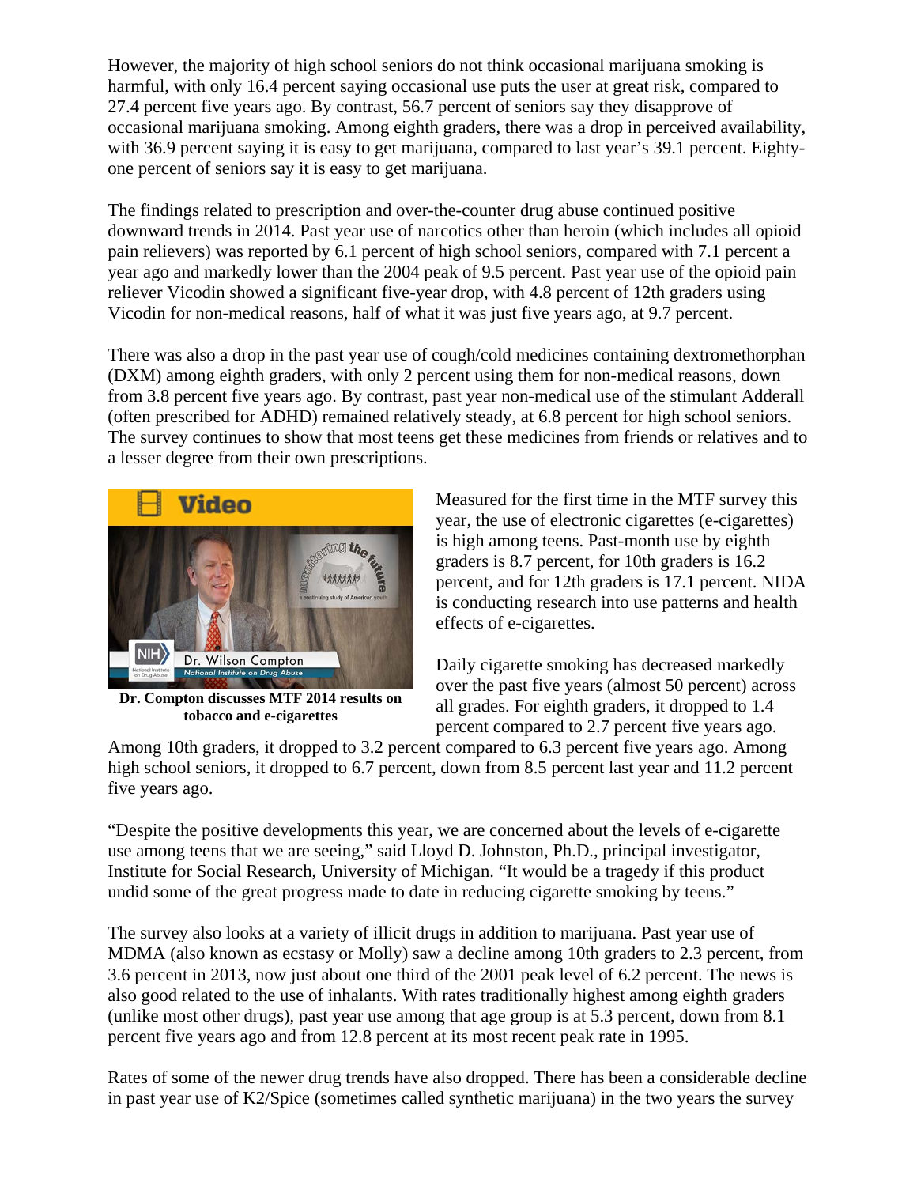However, the majority of high school seniors do not think occasional marijuana smoking is harmful, with only 16.4 percent saying occasional use puts the user at great risk, compared to 27.4 percent five years ago. By contrast, 56.7 percent of seniors say they disapprove of occasional marijuana smoking. Among eighth graders, there was a drop in perceived availability, with 36.9 percent saying it is easy to get marijuana, compared to last year's 39.1 percent. Eighty-one percent of seniors say it is easy to get marijuana.

The findings related to prescription and over-the-counter drug abuse continued positive downward trends in 2014. Past year use of narcotics other than heroin (which includes all opioid pain relievers) was reported by 6.1 percent of high school seniors, compared with 7.1 percent a year ago and markedly lower than the 2004 peak of 9.5 percent. Past year use of the opioid pain reliever Vicodin showed a significant five-year drop, with 4.8 percent of 12th graders using Vicodin for non-medical reasons, half of what it was just five years ago, at 9.7 percent.

There was also a drop in the past year use of cough/cold medicines containing dextromethorphan (DXM) among eighth graders, with only 2 percent using them for non-medical reasons, down from 3.8 percent five years ago. By contrast, past year non-medical use of the stimulant Adderall (often prescribed for ADHD) remained relatively steady, at 6.8 percent for high school seniors. The survey continues to show that most teens get these medicines from friends or relatives and to a lesser degree from their own prescriptions.

**Dr. Compton discusses MTF 2014 results on tobacco and e-cigarettes**

Measured for the first time in the MTF survey this year, the use of electronic cigarettes (e-cigarettes) is high among teens. Past-month use by eighth graders is 8.7 percent, for 10th graders is 16.2 percent, and for 12th graders is 17.1 percent. NIDA is conducting research into use patterns and health effects of e-cigarettes.

Daily cigarette smoking has decreased markedly over the past five years (almost 50 percent) across all grades. For eighth graders, it dropped to 1.4 percent compared to 2.7 percent five years ago. Among 10th graders, it dropped to 3.2 percent compared to 6.3 percent five years ago. Among high school seniors, it dropped to 6.7 percent, down from 8.5 percent last year and 11.2 percent five years ago.

"Despite the positive developments this year, we are concerned about the levels of e-cigarette use among teens that we are seeing," said Lloyd D. Johnston, Ph.D., principal investigator, Institute for Social Research, University of Michigan. "It would be a tragedy if this product undid some of the great progress made to date in reducing cigarette smoking by teens."

The survey also looks at a variety of illicit drugs in addition to marijuana. Past year use of MDMA (also known as ecstasy or Molly) saw a decline among 10th graders to 2.3 percent, from 3.6 percent in 2013, now just about one third of the 2001 peak level of 6.2 percent. The news is also good related to the use of inhalants. With rates traditionally highest among eighth graders (unlike most other drugs), past year use among that age group is at 5.3 percent, down from 8.1 percent five years ago and from 12.8 percent at its most recent peak rate in 1995.

Rates of some of the newer drug trends have also dropped. There has been a considerable decline in past year use of K2/Spice (sometimes called synthetic marijuana) in the two years the survey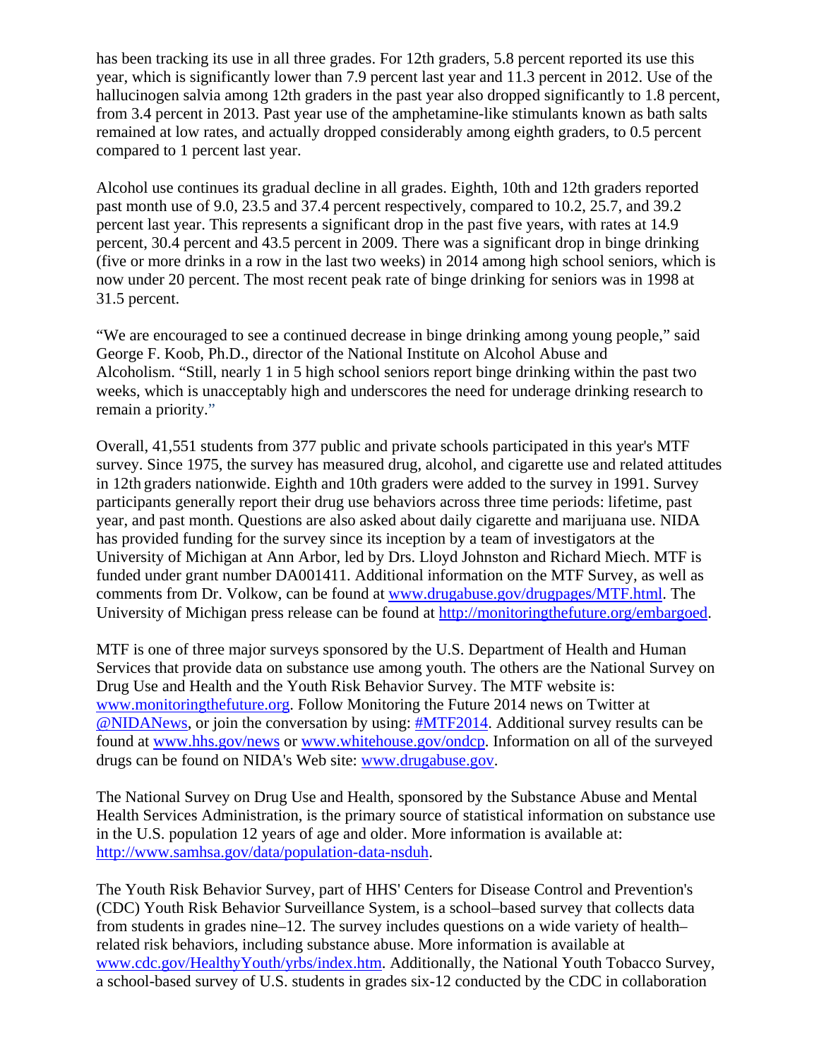has been tracking its use in all three grades. For 12th graders, 5.8 percent reported its use this year, which is significantly lower than 7.9 percent last year and 11.3 percent in 2012. Use of the hallucinogen salvia among 12th graders in the past year also dropped significantly to 1.8 percent, from 3.4 percent in 2013. Past year use of the amphetamine-like stimulants known as bath salts remained at low rates, and actually dropped considerably among eighth graders, to 0.5 percent compared to 1 percent last year.

Alcohol use continues its gradual decline in all grades. Eighth, 10th and 12th graders reported past month use of 9.0, 23.5 and 37.4 percent respectively, compared to 10.2, 25.7, and 39.2 percent last year. This represents a significant drop in the past five years, with rates at 14.9 percent, 30.4 percent and 43.5 percent in 2009. There was a significant drop in binge drinking (five or more drinks in a row in the last two weeks) in 2014 among high school seniors, which is now under 20 percent. The most recent peak rate of binge drinking for seniors was in 1998 at 31.5 percent.

"We are encouraged to see a continued decrease in binge drinking among young people," said George F. Koob, Ph.D., director of the National Institute on Alcohol Abuse and Alcoholism. "Still, nearly 1 in 5 high school seniors report binge drinking within the past two weeks, which is unacceptably high and underscores the need for underage drinking research to remain a priority."

Overall, 41,551 students from 377 public and private schools participated in this year's MTF survey. Since 1975, the survey has measured drug, alcohol, and cigarette use and related attitudes in 12th graders nationwide. Eighth and 10th graders were added to the survey in 1991. Survey participants generally report their drug use behaviors across three time periods: lifetime, past year, and past month. Questions are also asked about daily cigarette and marijuana use. NIDA has provided funding for the survey since its inception by a team of investigators at the University of Michigan at Ann Arbor, led by Drs. Lloyd Johnston and Richard Miech. MTF is funded under grant number DA001411. Additional information on the MTF Survey, as well as comments from Dr. Volkow, can be found at www.drugabuse.gov/drugpages/MTF.html. The University of Michigan press release can be found at http://monitoringthefuture.org/embargoed.

MTF is one of three major surveys sponsored by the U.S. Department of Health and Human Services that provide data on substance use among youth. The others are the National Survey on Drug Use and Health and the Youth Risk Behavior Survey. The MTF website is: www.monitoringthefuture.org. Follow Monitoring the Future 2014 news on Twitter at @NIDANews, or join the conversation by using: #MTF2014. Additional survey results can be found at www.hhs.gov/news or www.whitehouse.gov/ondcp. Information on all of the surveyed drugs can be found on NIDA's Web site: www.drugabuse.gov.

The National Survey on Drug Use and Health, sponsored by the Substance Abuse and Mental Health Services Administration, is the primary source of statistical information on substance use in the U.S. population 12 years of age and older. More information is available at: http://www.samhsa.gov/data/population-data-nsduh.

The Youth Risk Behavior Survey, part of HHS' Centers for Disease Control and Prevention's (CDC) Youth Risk Behavior Surveillance System, is a school–based survey that collects data from students in grades nine–12. The survey includes questions on a wide variety of health–related risk behaviors, including substance abuse. More information is available at www.cdc.gov/HealthyYouth/yrbs/index.htm. Additionally, the National Youth Tobacco Survey, a school-based survey of U.S. students in grades six-12 conducted by the CDC in collaboration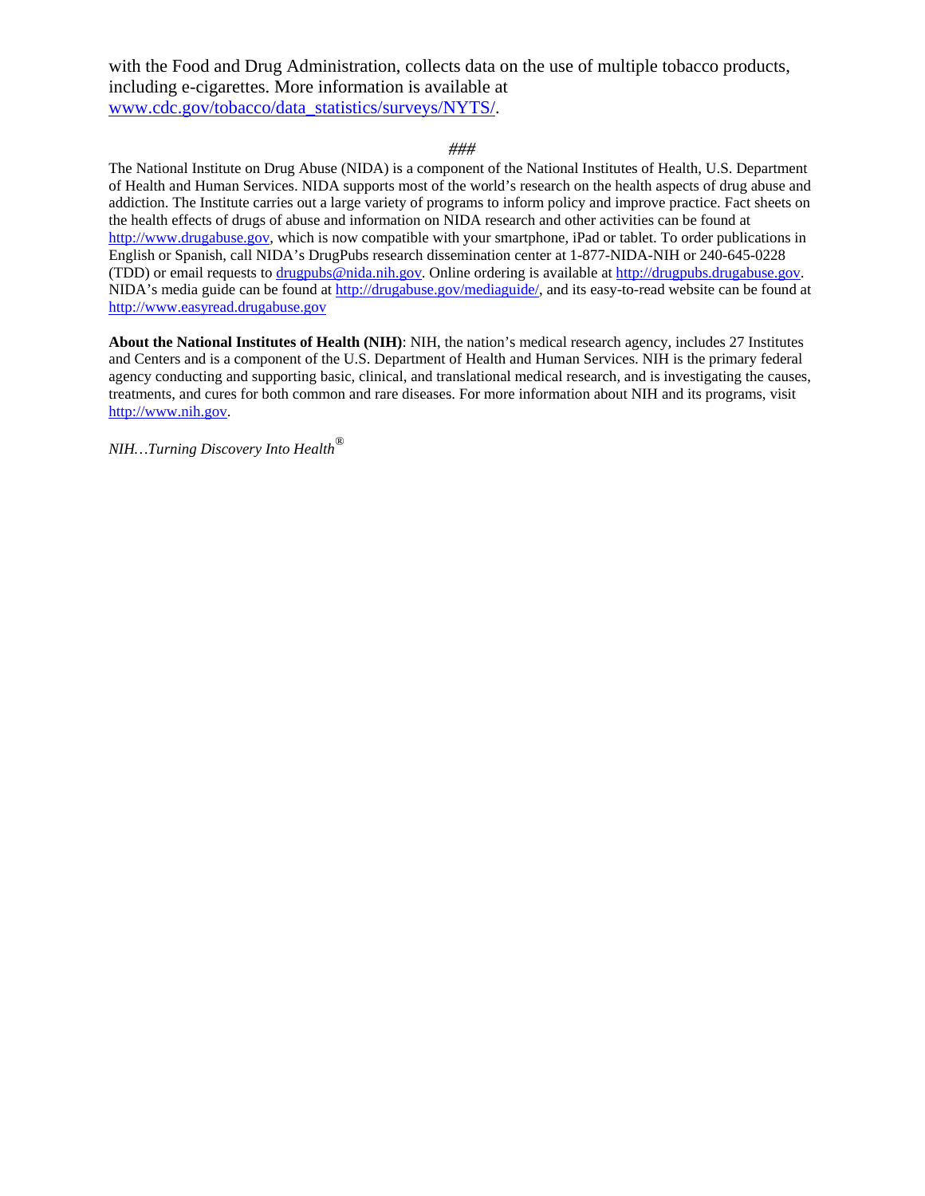with the Food and Drug Administration, collects data on the use of multiple tobacco products, including e-cigarettes. More information is available at www.cdc.gov/tobacco/data_statistics/surveys/NYTS/.

###

The National Institute on Drug Abuse (NIDA) is a component of the National Institutes of Health, U.S. Department of Health and Human Services. NIDA supports most of the world's research on the health aspects of drug abuse and addiction. The Institute carries out a large variety of programs to inform policy and improve practice. Fact sheets on the health effects of drugs of abuse and information on NIDA research and other activities can be found at http://www.drugabuse.gov, which is now compatible with your smartphone, iPad or tablet. To order publications in English or Spanish, call NIDA's DrugPubs research dissemination center at 1-877-NIDA-NIH or 240-645-0228 (TDD) or email requests to drugpubs@nida.nih.gov. Online ordering is available at http://drugpubs.drugabuse.gov. NIDA's media guide can be found at http://drugabuse.gov/mediaguide/, and its easy-to-read website can be found at http://www.easyread.drugabuse.gov

**About the National Institutes of Health (NIH)**: NIH, the nation's medical research agency, includes 27 Institutes and Centers and is a component of the U.S. Department of Health and Human Services. NIH is the primary federal agency conducting and supporting basic, clinical, and translational medical research, and is investigating the causes, treatments, and cures for both common and rare diseases. For more information about NIH and its programs, visit http://www.nih.gov.

*NIH…Turning Discovery Into Health®*